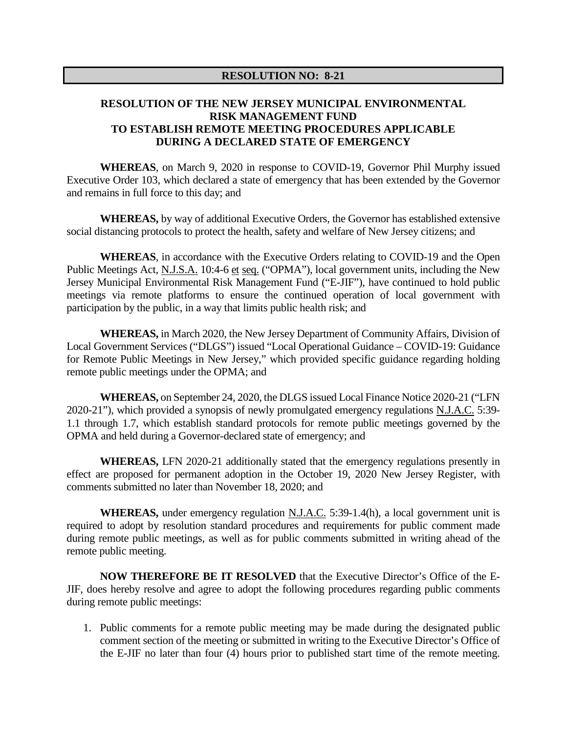**RESOLUTION NO: 8-21**

# RESOLUTION OF THE NEW JERSEY MUNICIPAL ENVIRONMENTAL RISK MANAGEMENT FUND TO ESTABLISH REMOTE MEETING PROCEDURES APPLICABLE DURING A DECLARED STATE OF EMERGENCY

**WHEREAS**, on March 9, 2020 in response to COVID-19, Governor Phil Murphy issued Executive Order 103, which declared a state of emergency that has been extended by the Governor and remains in full force to this day; and

**WHEREAS,** by way of additional Executive Orders, the Governor has established extensive social distancing protocols to protect the health, safety and welfare of New Jersey citizens; and

**WHEREAS**, in accordance with the Executive Orders relating to COVID-19 and the Open Public Meetings Act, N.J.S.A. 10:4-6 et seq. ("OPMA"), local government units, including the New Jersey Municipal Environmental Risk Management Fund ("E-JIF"), have continued to hold public meetings via remote platforms to ensure the continued operation of local government with participation by the public, in a way that limits public health risk; and

**WHEREAS,** in March 2020, the New Jersey Department of Community Affairs, Division of Local Government Services ("DLGS") issued "Local Operational Guidance – COVID-19: Guidance for Remote Public Meetings in New Jersey," which provided specific guidance regarding holding remote public meetings under the OPMA; and

**WHEREAS,** on September 24, 2020, the DLGS issued Local Finance Notice 2020-21 ("LFN 2020-21"), which provided a synopsis of newly promulgated emergency regulations N.J.A.C. 5:39-1.1 through 1.7, which establish standard protocols for remote public meetings governed by the OPMA and held during a Governor-declared state of emergency; and

**WHEREAS,** LFN 2020-21 additionally stated that the emergency regulations presently in effect are proposed for permanent adoption in the October 19, 2020 New Jersey Register, with comments submitted no later than November 18, 2020; and

**WHEREAS,** under emergency regulation N.J.A.C. 5:39-1.4(h), a local government unit is required to adopt by resolution standard procedures and requirements for public comment made during remote public meetings, as well as for public comments submitted in writing ahead of the remote public meeting.

**NOW THEREFORE BE IT RESOLVED** that the Executive Director's Office of the E-JIF, does hereby resolve and agree to adopt the following procedures regarding public comments during remote public meetings:

1. Public comments for a remote public meeting may be made during the designated public comment section of the meeting or submitted in writing to the Executive Director's Office of the E-JIF no later than four (4) hours prior to published start time of the remote meeting.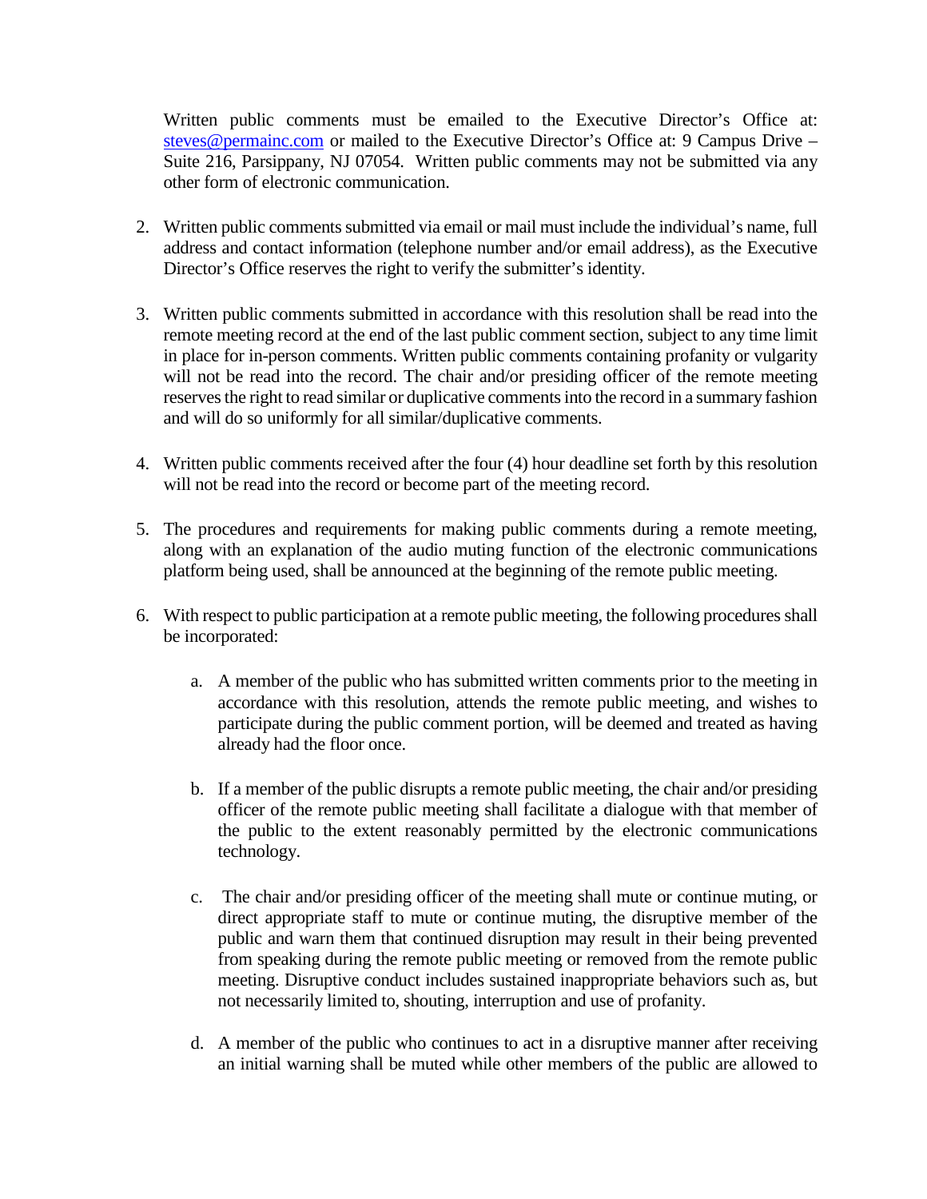Written public comments must be emailed to the Executive Director's Office at: steves@permainc.com or mailed to the Executive Director's Office at: 9 Campus Drive – Suite 216, Parsippany, NJ 07054. Written public comments may not be submitted via any other form of electronic communication.

2. Written public comments submitted via email or mail must include the individual's name, full address and contact information (telephone number and/or email address), as the Executive Director's Office reserves the right to verify the submitter's identity.

3. Written public comments submitted in accordance with this resolution shall be read into the remote meeting record at the end of the last public comment section, subject to any time limit in place for in-person comments. Written public comments containing profanity or vulgarity will not be read into the record. The chair and/or presiding officer of the remote meeting reserves the right to read similar or duplicative comments into the record in a summary fashion and will do so uniformly for all similar/duplicative comments.

4. Written public comments received after the four (4) hour deadline set forth by this resolution will not be read into the record or become part of the meeting record.

5. The procedures and requirements for making public comments during a remote meeting, along with an explanation of the audio muting function of the electronic communications platform being used, shall be announced at the beginning of the remote public meeting.

6. With respect to public participation at a remote public meeting, the following procedures shall be incorporated:

    a. A member of the public who has submitted written comments prior to the meeting in accordance with this resolution, attends the remote public meeting, and wishes to participate during the public comment portion, will be deemed and treated as having already had the floor once.

    b. If a member of the public disrupts a remote public meeting, the chair and/or presiding officer of the remote public meeting shall facilitate a dialogue with that member of the public to the extent reasonably permitted by the electronic communications technology.

    c. The chair and/or presiding officer of the meeting shall mute or continue muting, or direct appropriate staff to mute or continue muting, the disruptive member of the public and warn them that continued disruption may result in their being prevented from speaking during the remote public meeting or removed from the remote public meeting. Disruptive conduct includes sustained inappropriate behaviors such as, but not necessarily limited to, shouting, interruption and use of profanity.

    d. A member of the public who continues to act in a disruptive manner after receiving an initial warning shall be muted while other members of the public are allowed to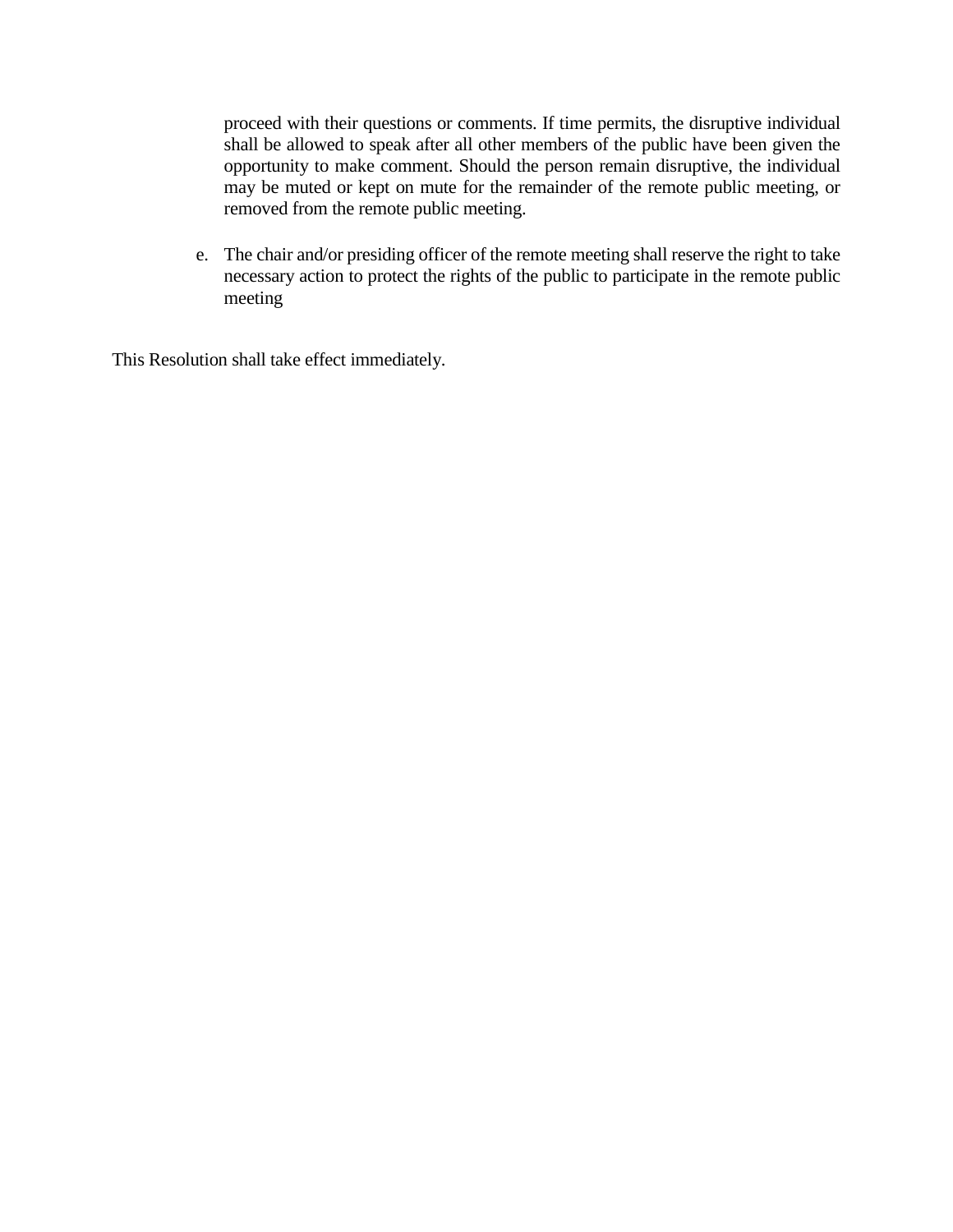proceed with their questions or comments. If time permits, the disruptive individual shall be allowed to speak after all other members of the public have been given the opportunity to make comment. Should the person remain disruptive, the individual may be muted or kept on mute for the remainder of the remote public meeting, or removed from the remote public meeting.

e. The chair and/or presiding officer of the remote meeting shall reserve the right to take necessary action to protect the rights of the public to participate in the remote public meeting

This Resolution shall take effect immediately.